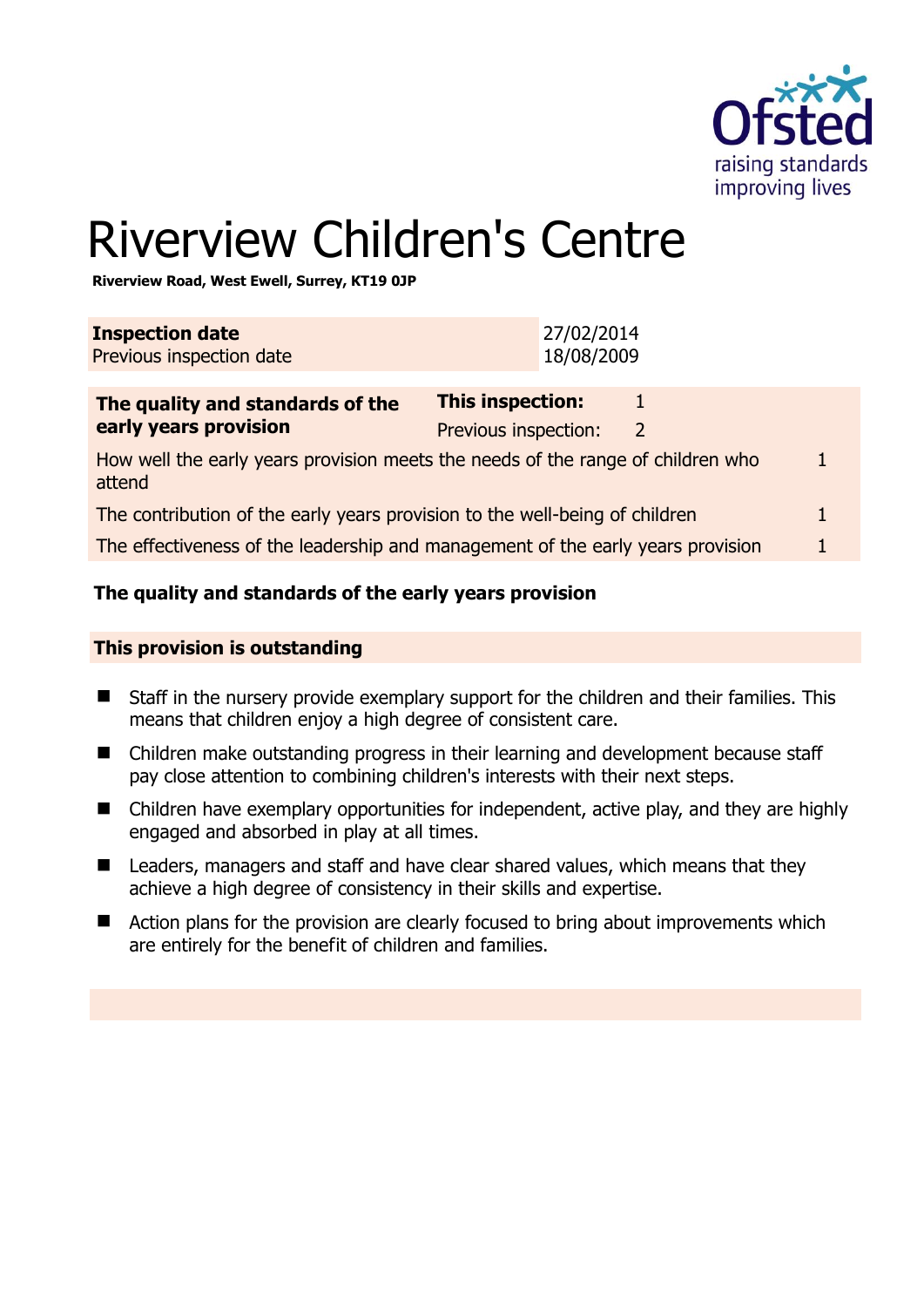Ofsted
raising standards
improving lives

# Riverview Children's Centre

**Riverview Road, West Ewell, Surrey, KT19 0JP**

| | |
|---|---|
| **Inspection date** | 27/02/2014 |
| Previous inspection date | 18/08/2009 |

| | | |
|---|---|---|
| **The quality and standards of the early years provision** | **This inspection:** | 1 |
| | Previous inspection: | 2 |
| How well the early years provision meets the needs of the range of children who attend | | 1 |
| The contribution of the early years provision to the well-being of children | | 1 |
| The effectiveness of the leadership and management of the early years provision | | 1 |

## The quality and standards of the early years provision

**This provision is outstanding**

- Staff in the nursery provide exemplary support for the children and their families. This means that children enjoy a high degree of consistent care.
- Children make outstanding progress in their learning and development because staff pay close attention to combining children's interests with their next steps.
- Children have exemplary opportunities for independent, active play, and they are highly engaged and absorbed in play at all times.
- Leaders, managers and staff and have clear shared values, which means that they achieve a high degree of consistency in their skills and expertise.
- Action plans for the provision are clearly focused to bring about improvements which are entirely for the benefit of children and families.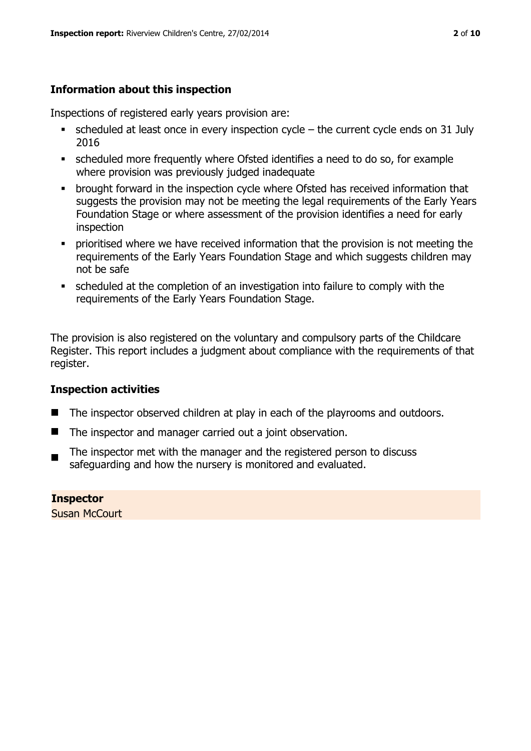### Information about this inspection

Inspections of registered early years provision are:

- scheduled at least once in every inspection cycle – the current cycle ends on 31 July 2016
- scheduled more frequently where Ofsted identifies a need to do so, for example where provision was previously judged inadequate
- brought forward in the inspection cycle where Ofsted has received information that suggests the provision may not be meeting the legal requirements of the Early Years Foundation Stage or where assessment of the provision identifies a need for early inspection
- prioritised where we have received information that the provision is not meeting the requirements of the Early Years Foundation Stage and which suggests children may not be safe
- scheduled at the completion of an investigation into failure to comply with the requirements of the Early Years Foundation Stage.

The provision is also registered on the voluntary and compulsory parts of the Childcare Register. This report includes a judgment about compliance with the requirements of that register.

### Inspection activities

- The inspector observed children at play in each of the playrooms and outdoors.
- The inspector and manager carried out a joint observation.
- The inspector met with the manager and the registered person to discuss safeguarding and how the nursery is monitored and evaluated.

**Inspector**
Susan McCourt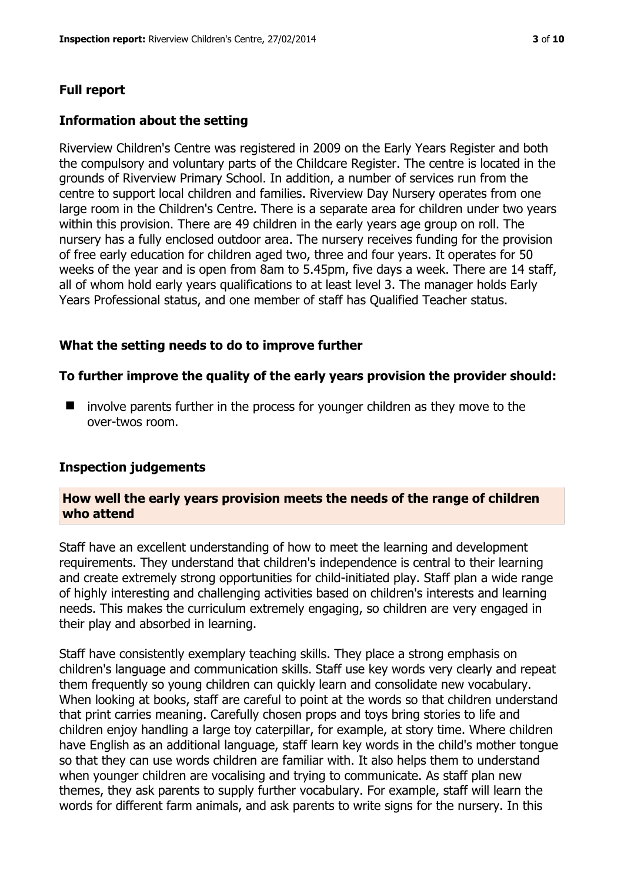## Full report

### Information about the setting

Riverview Children's Centre was registered in 2009 on the Early Years Register and both the compulsory and voluntary parts of the Childcare Register. The centre is located in the grounds of Riverview Primary School. In addition, a number of services run from the centre to support local children and families. Riverview Day Nursery operates from one large room in the Children's Centre. There is a separate area for children under two years within this provision. There are 49 children in the early years age group on roll. The nursery has a fully enclosed outdoor area. The nursery receives funding for the provision of free early education for children aged two, three and four years. It operates for 50 weeks of the year and is open from 8am to 5.45pm, five days a week. There are 14 staff, all of whom hold early years qualifications to at least level 3. The manager holds Early Years Professional status, and one member of staff has Qualified Teacher status.

### What the setting needs to do to improve further

#### To further improve the quality of the early years provision the provider should:

- involve parents further in the process for younger children as they move to the over-twos room.

### Inspection judgements

#### How well the early years provision meets the needs of the range of children who attend

Staff have an excellent understanding of how to meet the learning and development requirements. They understand that children's independence is central to their learning and create extremely strong opportunities for child-initiated play. Staff plan a wide range of highly interesting and challenging activities based on children's interests and learning needs. This makes the curriculum extremely engaging, so children are very engaged in their play and absorbed in learning.

Staff have consistently exemplary teaching skills. They place a strong emphasis on children's language and communication skills. Staff use key words very clearly and repeat them frequently so young children can quickly learn and consolidate new vocabulary. When looking at books, staff are careful to point at the words so that children understand that print carries meaning. Carefully chosen props and toys bring stories to life and children enjoy handling a large toy caterpillar, for example, at story time. Where children have English as an additional language, staff learn key words in the child's mother tongue so that they can use words children are familiar with. It also helps them to understand when younger children are vocalising and trying to communicate. As staff plan new themes, they ask parents to supply further vocabulary. For example, staff will learn the words for different farm animals, and ask parents to write signs for the nursery. In this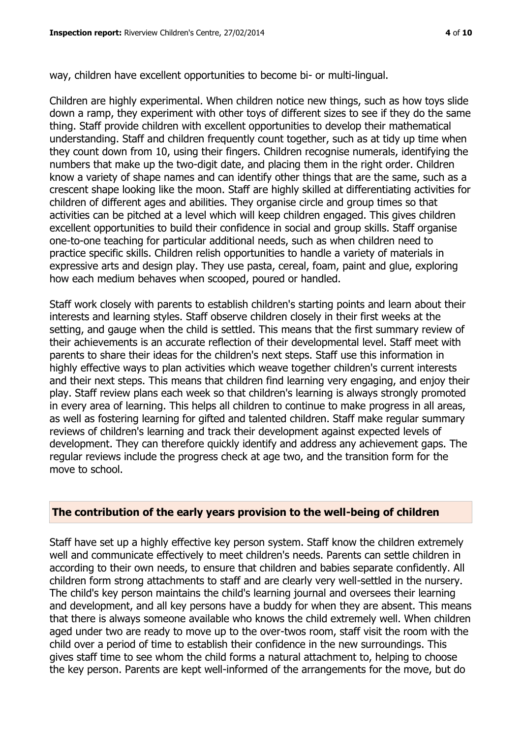way, children have excellent opportunities to become bi- or multi-lingual.

Children are highly experimental. When children notice new things, such as how toys slide down a ramp, they experiment with other toys of different sizes to see if they do the same thing. Staff provide children with excellent opportunities to develop their mathematical understanding. Staff and children frequently count together, such as at tidy up time when they count down from 10, using their fingers. Children recognise numerals, identifying the numbers that make up the two-digit date, and placing them in the right order. Children know a variety of shape names and can identify other things that are the same, such as a crescent shape looking like the moon. Staff are highly skilled at differentiating activities for children of different ages and abilities. They organise circle and group times so that activities can be pitched at a level which will keep children engaged. This gives children excellent opportunities to build their confidence in social and group skills. Staff organise one-to-one teaching for particular additional needs, such as when children need to practice specific skills. Children relish opportunities to handle a variety of materials in expressive arts and design play. They use pasta, cereal, foam, paint and glue, exploring how each medium behaves when scooped, poured or handled.

Staff work closely with parents to establish children's starting points and learn about their interests and learning styles. Staff observe children closely in their first weeks at the setting, and gauge when the child is settled. This means that the first summary review of their achievements is an accurate reflection of their developmental level. Staff meet with parents to share their ideas for the children's next steps. Staff use this information in highly effective ways to plan activities which weave together children's current interests and their next steps. This means that children find learning very engaging, and enjoy their play. Staff review plans each week so that children's learning is always strongly promoted in every area of learning. This helps all children to continue to make progress in all areas, as well as fostering learning for gifted and talented children. Staff make regular summary reviews of children's learning and track their development against expected levels of development. They can therefore quickly identify and address any achievement gaps. The regular reviews include the progress check at age two, and the transition form for the move to school.

## The contribution of the early years provision to the well-being of children

Staff have set up a highly effective key person system. Staff know the children extremely well and communicate effectively to meet children's needs. Parents can settle children in according to their own needs, to ensure that children and babies separate confidently. All children form strong attachments to staff and are clearly very well-settled in the nursery. The child's key person maintains the child's learning journal and oversees their learning and development, and all key persons have a buddy for when they are absent. This means that there is always someone available who knows the child extremely well. When children aged under two are ready to move up to the over-twos room, staff visit the room with the child over a period of time to establish their confidence in the new surroundings. This gives staff time to see whom the child forms a natural attachment to, helping to choose the key person. Parents are kept well-informed of the arrangements for the move, but do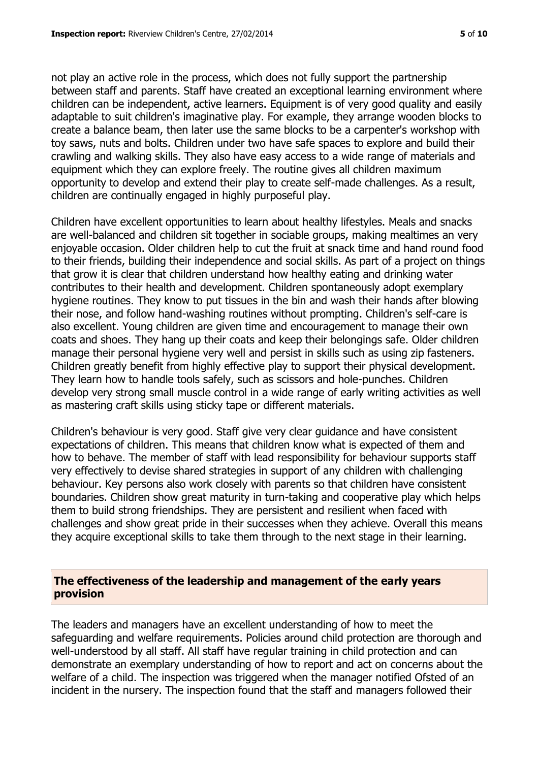not play an active role in the process, which does not fully support the partnership between staff and parents. Staff have created an exceptional learning environment where children can be independent, active learners. Equipment is of very good quality and easily adaptable to suit children's imaginative play. For example, they arrange wooden blocks to create a balance beam, then later use the same blocks to be a carpenter's workshop with toy saws, nuts and bolts. Children under two have safe spaces to explore and build their crawling and walking skills. They also have easy access to a wide range of materials and equipment which they can explore freely. The routine gives all children maximum opportunity to develop and extend their play to create self-made challenges. As a result, children are continually engaged in highly purposeful play.

Children have excellent opportunities to learn about healthy lifestyles. Meals and snacks are well-balanced and children sit together in sociable groups, making mealtimes an very enjoyable occasion. Older children help to cut the fruit at snack time and hand round food to their friends, building their independence and social skills. As part of a project on things that grow it is clear that children understand how healthy eating and drinking water contributes to their health and development. Children spontaneously adopt exemplary hygiene routines. They know to put tissues in the bin and wash their hands after blowing their nose, and follow hand-washing routines without prompting. Children's self-care is also excellent. Young children are given time and encouragement to manage their own coats and shoes. They hang up their coats and keep their belongings safe. Older children manage their personal hygiene very well and persist in skills such as using zip fasteners. Children greatly benefit from highly effective play to support their physical development. They learn how to handle tools safely, such as scissors and hole-punches. Children develop very strong small muscle control in a wide range of early writing activities as well as mastering craft skills using sticky tape or different materials.

Children's behaviour is very good. Staff give very clear guidance and have consistent expectations of children. This means that children know what is expected of them and how to behave. The member of staff with lead responsibility for behaviour supports staff very effectively to devise shared strategies in support of any children with challenging behaviour. Key persons also work closely with parents so that children have consistent boundaries. Children show great maturity in turn-taking and cooperative play which helps them to build strong friendships. They are persistent and resilient when faced with challenges and show great pride in their successes when they achieve. Overall this means they acquire exceptional skills to take them through to the next stage in their learning.

## The effectiveness of the leadership and management of the early years provision

The leaders and managers have an excellent understanding of how to meet the safeguarding and welfare requirements. Policies around child protection are thorough and well-understood by all staff. All staff have regular training in child protection and can demonstrate an exemplary understanding of how to report and act on concerns about the welfare of a child. The inspection was triggered when the manager notified Ofsted of an incident in the nursery. The inspection found that the staff and managers followed their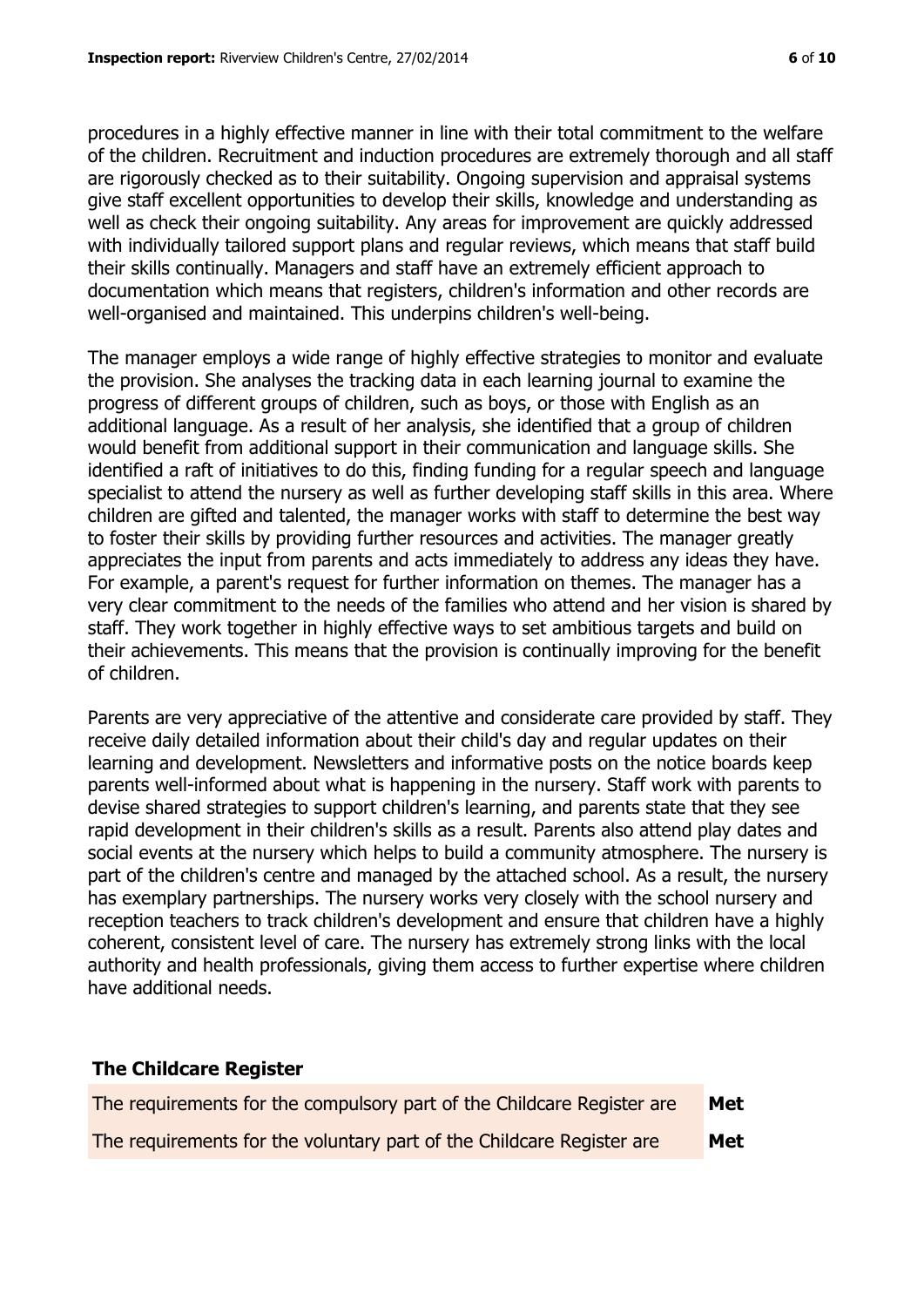procedures in a highly effective manner in line with their total commitment to the welfare of the children. Recruitment and induction procedures are extremely thorough and all staff are rigorously checked as to their suitability. Ongoing supervision and appraisal systems give staff excellent opportunities to develop their skills, knowledge and understanding as well as check their ongoing suitability. Any areas for improvement are quickly addressed with individually tailored support plans and regular reviews, which means that staff build their skills continually. Managers and staff have an extremely efficient approach to documentation which means that registers, children's information and other records are well-organised and maintained. This underpins children's well-being.

The manager employs a wide range of highly effective strategies to monitor and evaluate the provision. She analyses the tracking data in each learning journal to examine the progress of different groups of children, such as boys, or those with English as an additional language. As a result of her analysis, she identified that a group of children would benefit from additional support in their communication and language skills. She identified a raft of initiatives to do this, finding funding for a regular speech and language specialist to attend the nursery as well as further developing staff skills in this area. Where children are gifted and talented, the manager works with staff to determine the best way to foster their skills by providing further resources and activities. The manager greatly appreciates the input from parents and acts immediately to address any ideas they have. For example, a parent's request for further information on themes. The manager has a very clear commitment to the needs of the families who attend and her vision is shared by staff. They work together in highly effective ways to set ambitious targets and build on their achievements. This means that the provision is continually improving for the benefit of children.

Parents are very appreciative of the attentive and considerate care provided by staff. They receive daily detailed information about their child's day and regular updates on their learning and development. Newsletters and informative posts on the notice boards keep parents well-informed about what is happening in the nursery. Staff work with parents to devise shared strategies to support children's learning, and parents state that they see rapid development in their children's skills as a result. Parents also attend play dates and social events at the nursery which helps to build a community atmosphere. The nursery is part of the children's centre and managed by the attached school. As a result, the nursery has exemplary partnerships. The nursery works very closely with the school nursery and reception teachers to track children's development and ensure that children have a highly coherent, consistent level of care. The nursery has extremely strong links with the local authority and health professionals, giving them access to further expertise where children have additional needs.

### The Childcare Register

| | |
|---|---|
| The requirements for the compulsory part of the Childcare Register are | **Met** |
| The requirements for the voluntary part of the Childcare Register are | **Met** |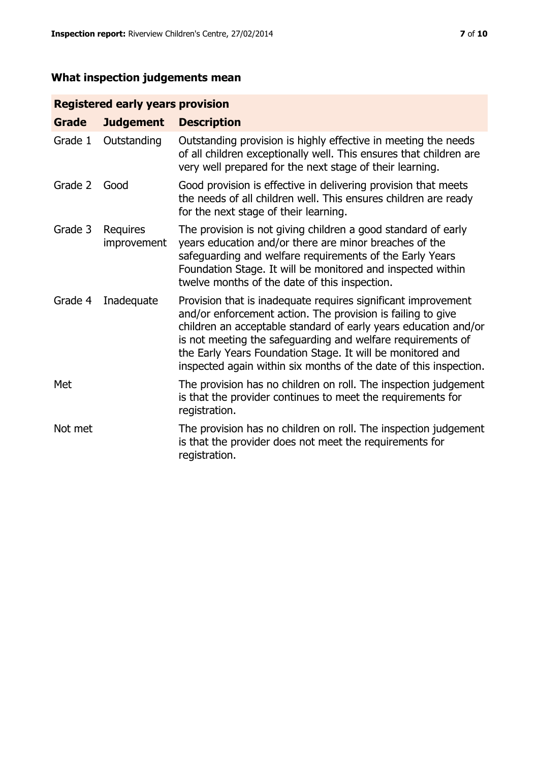## What inspection judgements mean

| Registered early years provision | | |
|---|---|---|
| **Grade** | **Judgement** | **Description** |
| Grade 1 | Outstanding | Outstanding provision is highly effective in meeting the needs of all children exceptionally well. This ensures that children are very well prepared for the next stage of their learning. |
| Grade 2 | Good | Good provision is effective in delivering provision that meets the needs of all children well. This ensures children are ready for the next stage of their learning. |
| Grade 3 | Requires improvement | The provision is not giving children a good standard of early years education and/or there are minor breaches of the safeguarding and welfare requirements of the Early Years Foundation Stage. It will be monitored and inspected within twelve months of the date of this inspection. |
| Grade 4 | Inadequate | Provision that is inadequate requires significant improvement and/or enforcement action. The provision is failing to give children an acceptable standard of early years education and/or is not meeting the safeguarding and welfare requirements of the Early Years Foundation Stage. It will be monitored and inspected again within six months of the date of this inspection. |
| Met | | The provision has no children on roll. The inspection judgement is that the provider continues to meet the requirements for registration. |
| Not met | | The provision has no children on roll. The inspection judgement is that the provider does not meet the requirements for registration. |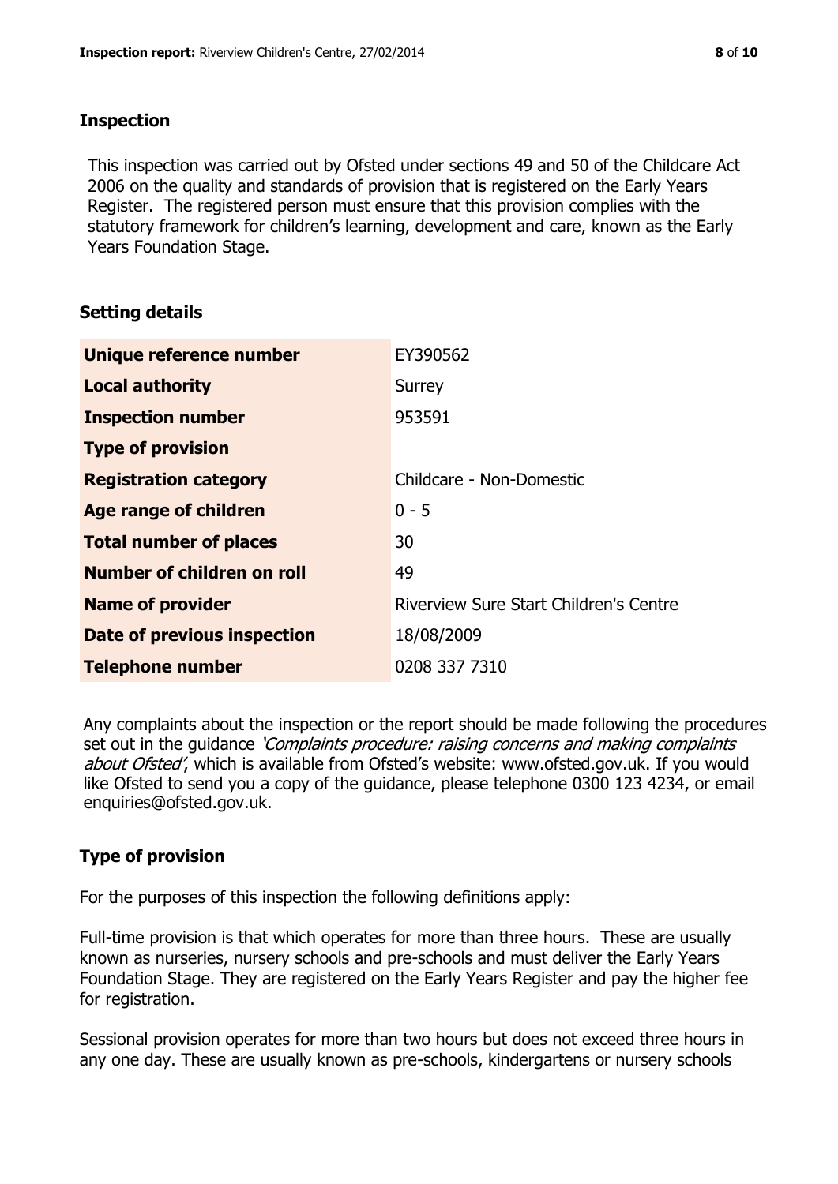## Inspection

This inspection was carried out by Ofsted under sections 49 and 50 of the Childcare Act 2006 on the quality and standards of provision that is registered on the Early Years Register. The registered person must ensure that this provision complies with the statutory framework for children's learning, development and care, known as the Early Years Foundation Stage.

## Setting details

| | |
|---|---|
| **Unique reference number** | EY390562 |
| **Local authority** | Surrey |
| **Inspection number** | 953591 |
| **Type of provision** | |
| **Registration category** | Childcare - Non-Domestic |
| **Age range of children** | 0 - 5 |
| **Total number of places** | 30 |
| **Number of children on roll** | 49 |
| **Name of provider** | Riverview Sure Start Children's Centre |
| **Date of previous inspection** | 18/08/2009 |
| **Telephone number** | 0208 337 7310 |

Any complaints about the inspection or the report should be made following the procedures set out in the guidance *'Complaints procedure: raising concerns and making complaints about Ofsted'*, which is available from Ofsted's website: www.ofsted.gov.uk. If you would like Ofsted to send you a copy of the guidance, please telephone 0300 123 4234, or email enquiries@ofsted.gov.uk.

## Type of provision

For the purposes of this inspection the following definitions apply:

Full-time provision is that which operates for more than three hours. These are usually known as nurseries, nursery schools and pre-schools and must deliver the Early Years Foundation Stage. They are registered on the Early Years Register and pay the higher fee for registration.

Sessional provision operates for more than two hours but does not exceed three hours in any one day. These are usually known as pre-schools, kindergartens or nursery schools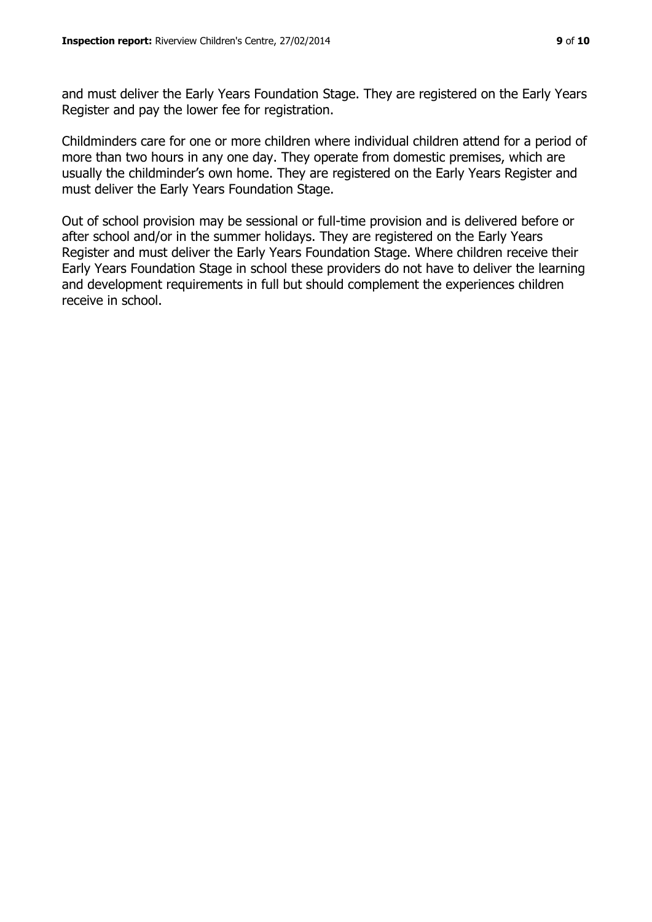and must deliver the Early Years Foundation Stage. They are registered on the Early Years Register and pay the lower fee for registration.

Childminders care for one or more children where individual children attend for a period of more than two hours in any one day. They operate from domestic premises, which are usually the childminder's own home. They are registered on the Early Years Register and must deliver the Early Years Foundation Stage.

Out of school provision may be sessional or full-time provision and is delivered before or after school and/or in the summer holidays. They are registered on the Early Years Register and must deliver the Early Years Foundation Stage. Where children receive their Early Years Foundation Stage in school these providers do not have to deliver the learning and development requirements in full but should complement the experiences children receive in school.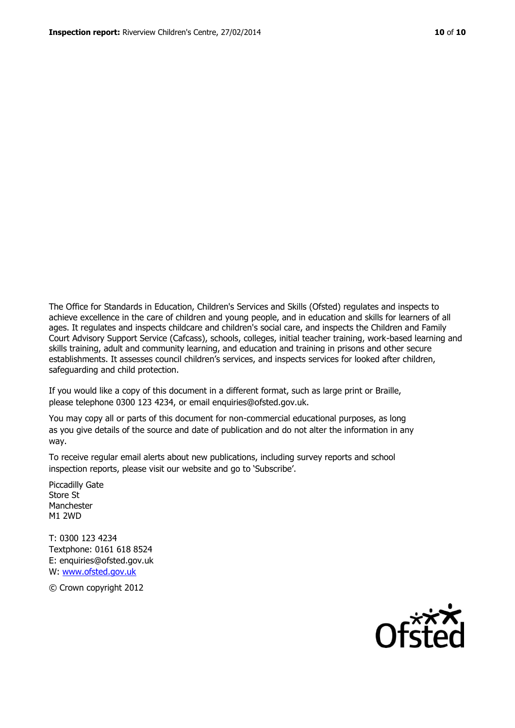The Office for Standards in Education, Children's Services and Skills (Ofsted) regulates and inspects to achieve excellence in the care of children and young people, and in education and skills for learners of all ages. It regulates and inspects childcare and children's social care, and inspects the Children and Family Court Advisory Support Service (Cafcass), schools, colleges, initial teacher training, work-based learning and skills training, adult and community learning, and education and training in prisons and other secure establishments. It assesses council children's services, and inspects services for looked after children, safeguarding and child protection.

If you would like a copy of this document in a different format, such as large print or Braille, please telephone 0300 123 4234, or email enquiries@ofsted.gov.uk.

You may copy all or parts of this document for non-commercial educational purposes, as long as you give details of the source and date of publication and do not alter the information in any way.

To receive regular email alerts about new publications, including survey reports and school inspection reports, please visit our website and go to 'Subscribe'.

Piccadilly Gate
Store St
Manchester
M1 2WD

T: 0300 123 4234
Textphone: 0161 618 8524
E: enquiries@ofsted.gov.uk
W: www.ofsted.gov.uk

© Crown copyright 2012